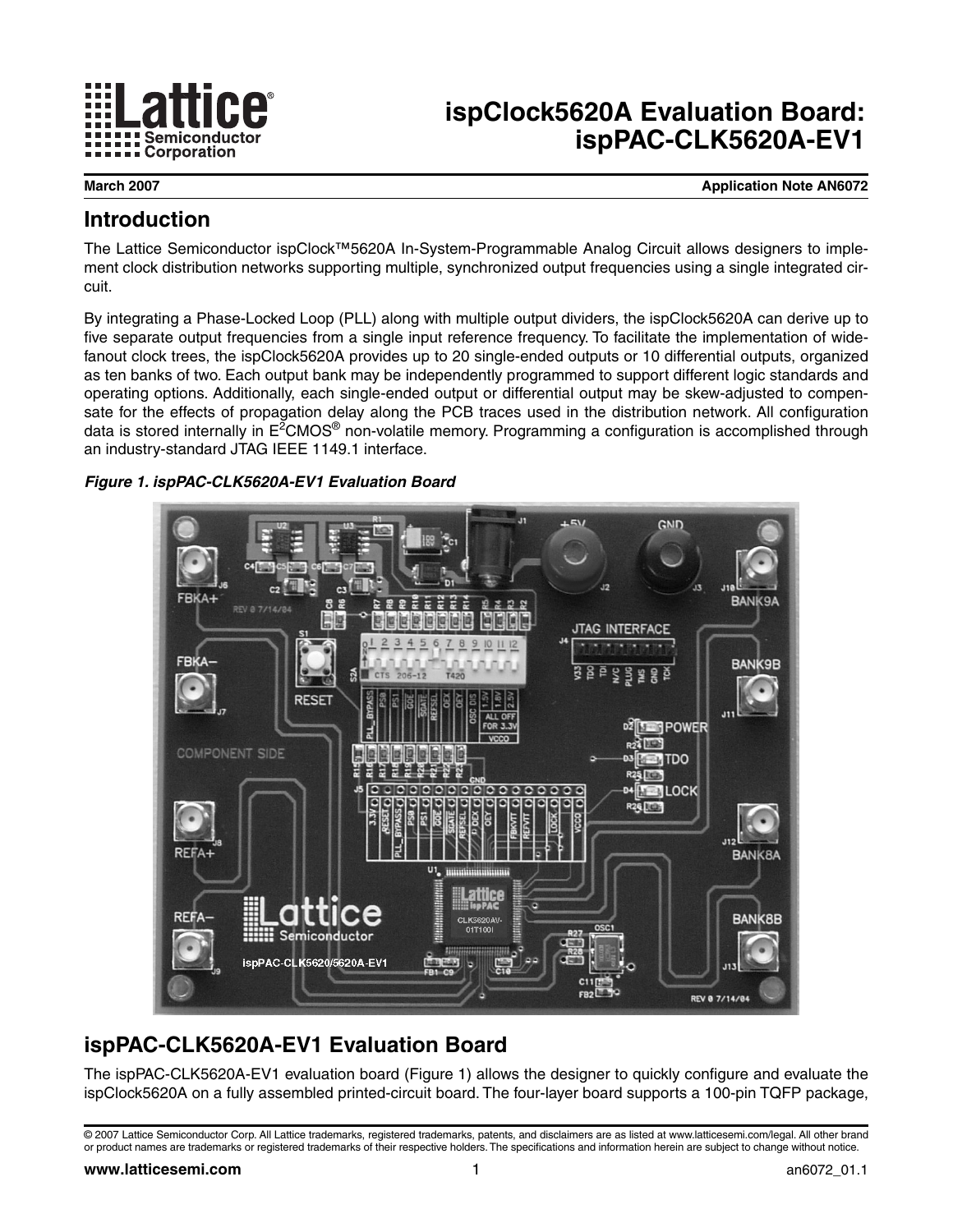# ispClock5620A Evaluation Board: ispPAC-CLK5620A-EV1

March 2007 Application Note AN6072

## Introduction

The Lattice Semiconductor ispClock™5620A In-System-Programmable Analog Circuit allows designers to implement clock distribution networks supporting multiple, synchronized output frequencies using a single integrated circuit.

By integrating a Phase-Locked Loop (PLL) along with multiple output dividers, the ispClock5620A can derive up to five separate output frequencies from a single input reference frequency. To facilitate the implementation of wide-fanout clock trees, the ispClock5620A provides up to 20 single-ended outputs or 10 differential outputs, organized as ten banks of two. Each output bank may be independently programmed to support different logic standards and operating options. Additionally, each single-ended output or differential output may be skew-adjusted to compensate for the effects of propagation delay along the PCB traces used in the distribution network. All configuration data is stored internally in $E^2$CMOS® non-volatile memory. Programming a configuration is accomplished through an industry-standard JTAG IEEE 1149.1 interface.

*Figure 1. ispPAC-CLK5620A-EV1 Evaluation Board*

## ispPAC-CLK5620A-EV1 Evaluation Board

The ispPAC-CLK5620A-EV1 evaluation board (Figure 1) allows the designer to quickly configure and evaluate the ispClock5620A on a fully assembled printed-circuit board. The four-layer board supports a 100-pin TQFP package,

© 2007 Lattice Semiconductor Corp. All Lattice trademarks, registered trademarks, patents, and disclaimers are as listed at www.latticesemi.com/legal. All other brand or product names are trademarks or registered trademarks of their respective holders. The specifications and information herein are subject to change without notice.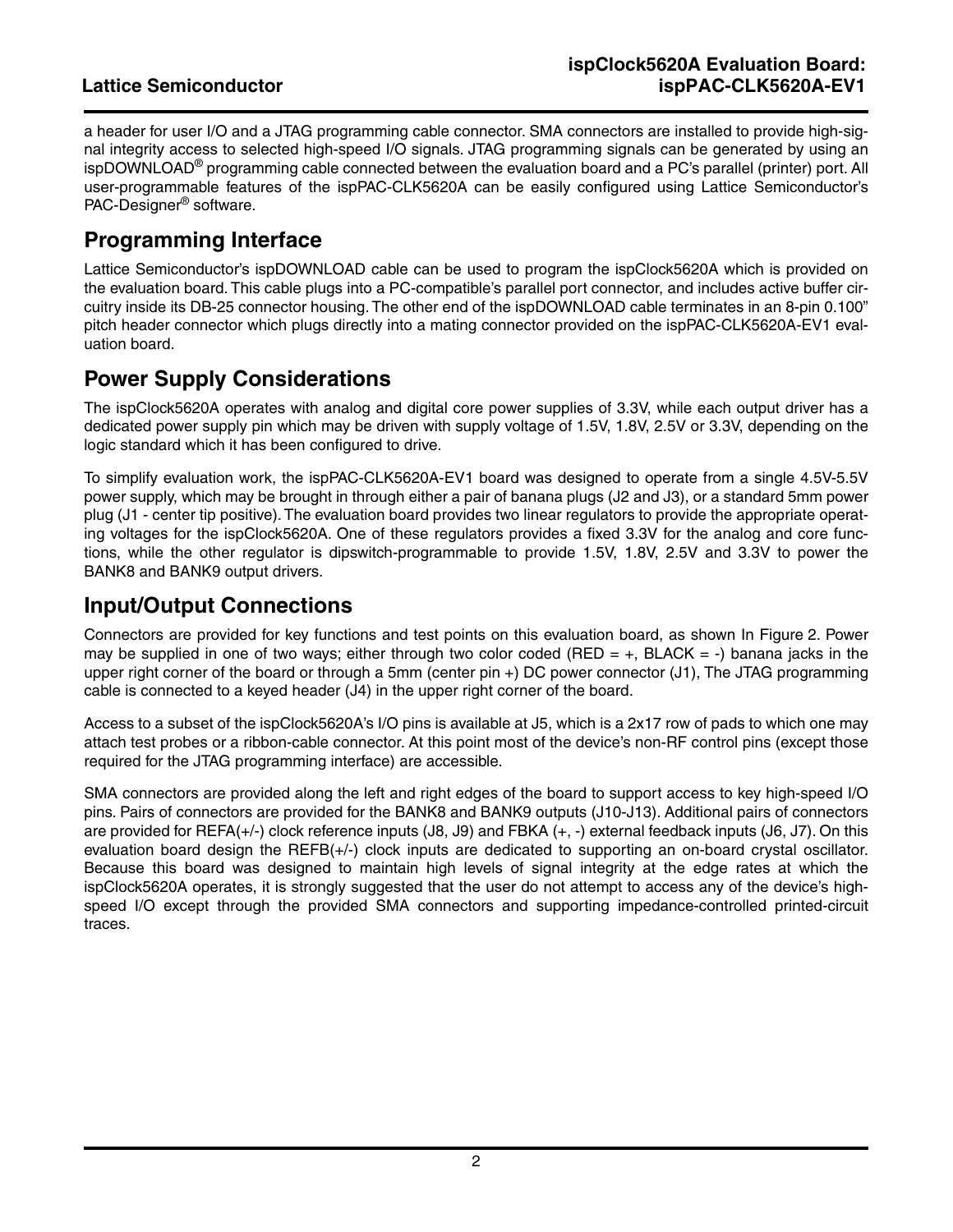a header for user I/O and a JTAG programming cable connector. SMA connectors are installed to provide high-signal integrity access to selected high-speed I/O signals. JTAG programming signals can be generated by using an ispDOWNLOAD® programming cable connected between the evaluation board and a PC's parallel (printer) port. All user-programmable features of the ispPAC-CLK5620A can be easily configured using Lattice Semiconductor's PAC-Designer® software.

## Programming Interface

Lattice Semiconductor's ispDOWNLOAD cable can be used to program the ispClock5620A which is provided on the evaluation board. This cable plugs into a PC-compatible's parallel port connector, and includes active buffer circuitry inside its DB-25 connector housing. The other end of the ispDOWNLOAD cable terminates in an 8-pin 0.100" pitch header connector which plugs directly into a mating connector provided on the ispPAC-CLK5620A-EV1 evaluation board.

## Power Supply Considerations

The ispClock5620A operates with analog and digital core power supplies of 3.3V, while each output driver has a dedicated power supply pin which may be driven with supply voltage of 1.5V, 1.8V, 2.5V or 3.3V, depending on the logic standard which it has been configured to drive.

To simplify evaluation work, the ispPAC-CLK5620A-EV1 board was designed to operate from a single 4.5V-5.5V power supply, which may be brought in through either a pair of banana plugs (J2 and J3), or a standard 5mm power plug (J1 - center tip positive). The evaluation board provides two linear regulators to provide the appropriate operating voltages for the ispClock5620A. One of these regulators provides a fixed 3.3V for the analog and core functions, while the other regulator is dipswitch-programmable to provide 1.5V, 1.8V, 2.5V and 3.3V to power the BANK8 and BANK9 output drivers.

## Input/Output Connections

Connectors are provided for key functions and test points on this evaluation board, as shown In Figure 2. Power may be supplied in one of two ways; either through two color coded (RED = +, BLACK = -) banana jacks in the upper right corner of the board or through a 5mm (center pin +) DC power connector (J1), The JTAG programming cable is connected to a keyed header (J4) in the upper right corner of the board.

Access to a subset of the ispClock5620A's I/O pins is available at J5, which is a 2x17 row of pads to which one may attach test probes or a ribbon-cable connector. At this point most of the device's non-RF control pins (except those required for the JTAG programming interface) are accessible.

SMA connectors are provided along the left and right edges of the board to support access to key high-speed I/O pins. Pairs of connectors are provided for the BANK8 and BANK9 outputs (J10-J13). Additional pairs of connectors are provided for REFA(+/-) clock reference inputs (J8, J9) and FBKA (+, -) external feedback inputs (J6, J7). On this evaluation board design the REFB(+/-) clock inputs are dedicated to supporting an on-board crystal oscillator. Because this board was designed to maintain high levels of signal integrity at the edge rates at which the ispClock5620A operates, it is strongly suggested that the user do not attempt to access any of the device's high-speed I/O except through the provided SMA connectors and supporting impedance-controlled printed-circuit traces.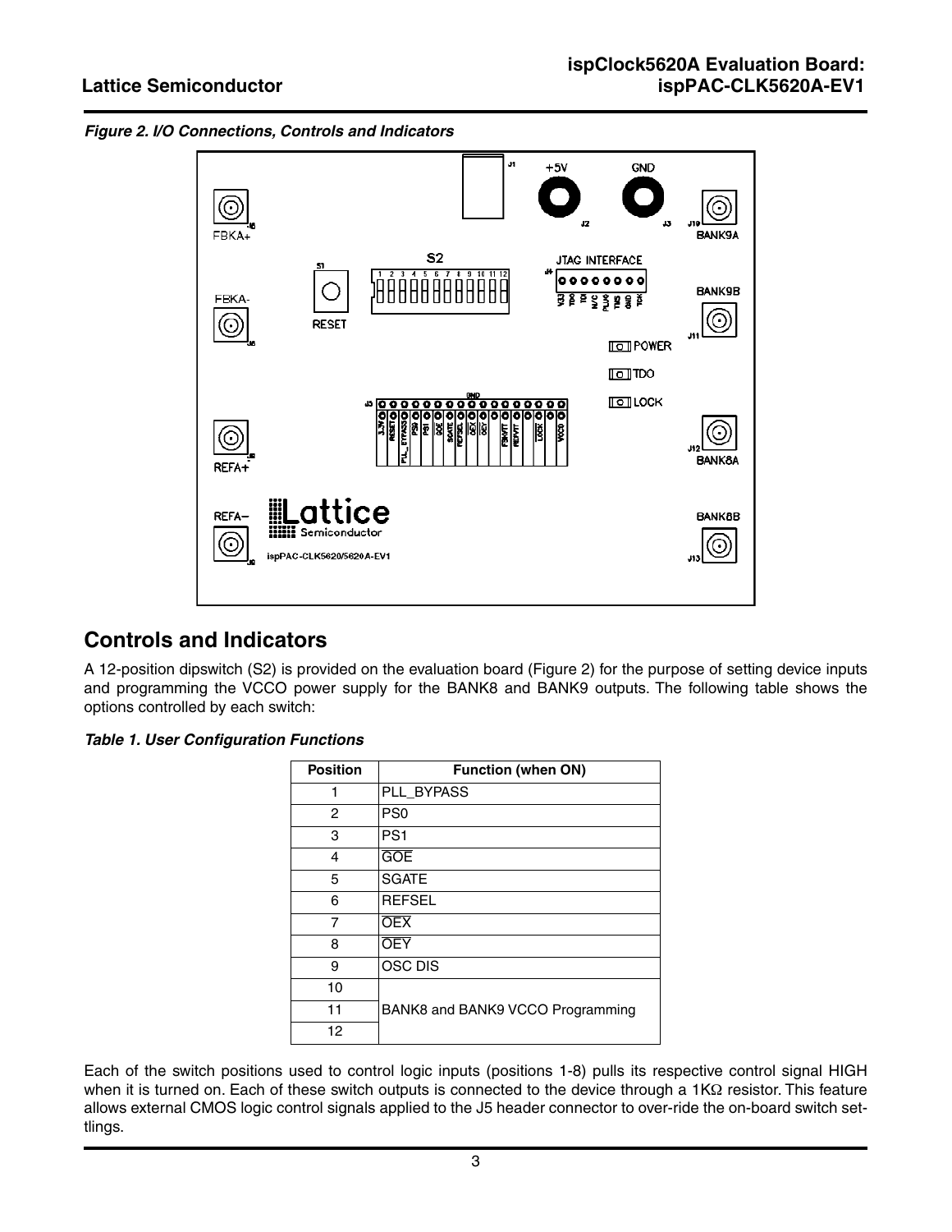*Figure 2. I/O Connections, Controls and Indicators*

## Controls and Indicators

A 12-position dipswitch (S2) is provided on the evaluation board (Figure 2) for the purpose of setting device inputs and programming the VCCO power supply for the BANK8 and BANK9 outputs. The following table shows the options controlled by each switch:

*Table 1. User Configuration Functions*

| Position | Function (when ON) |
|---|---|
| 1 | PLL_BYPASS |
| 2 | PS0 |
| 3 | PS1 |
| 4 | $\overline{\text{GOE}}$ |
| 5 | SGATE |
| 6 | REFSEL |
| 7 | $\overline{\text{OEX}}$ |
| 8 | $\overline{\text{OEY}}$ |
| 9 | OSC DIS |
| 10 | BANK8 and BANK9 VCCO Programming |
| 11 | |
| 12 | |

Each of the switch positions used to control logic inputs (positions 1-8) pulls its respective control signal HIGH when it is turned on. Each of these switch outputs is connected to the device through a 1KΩ resistor. This feature allows external CMOS logic control signals applied to the J5 header connector to over-ride the on-board switch settlings.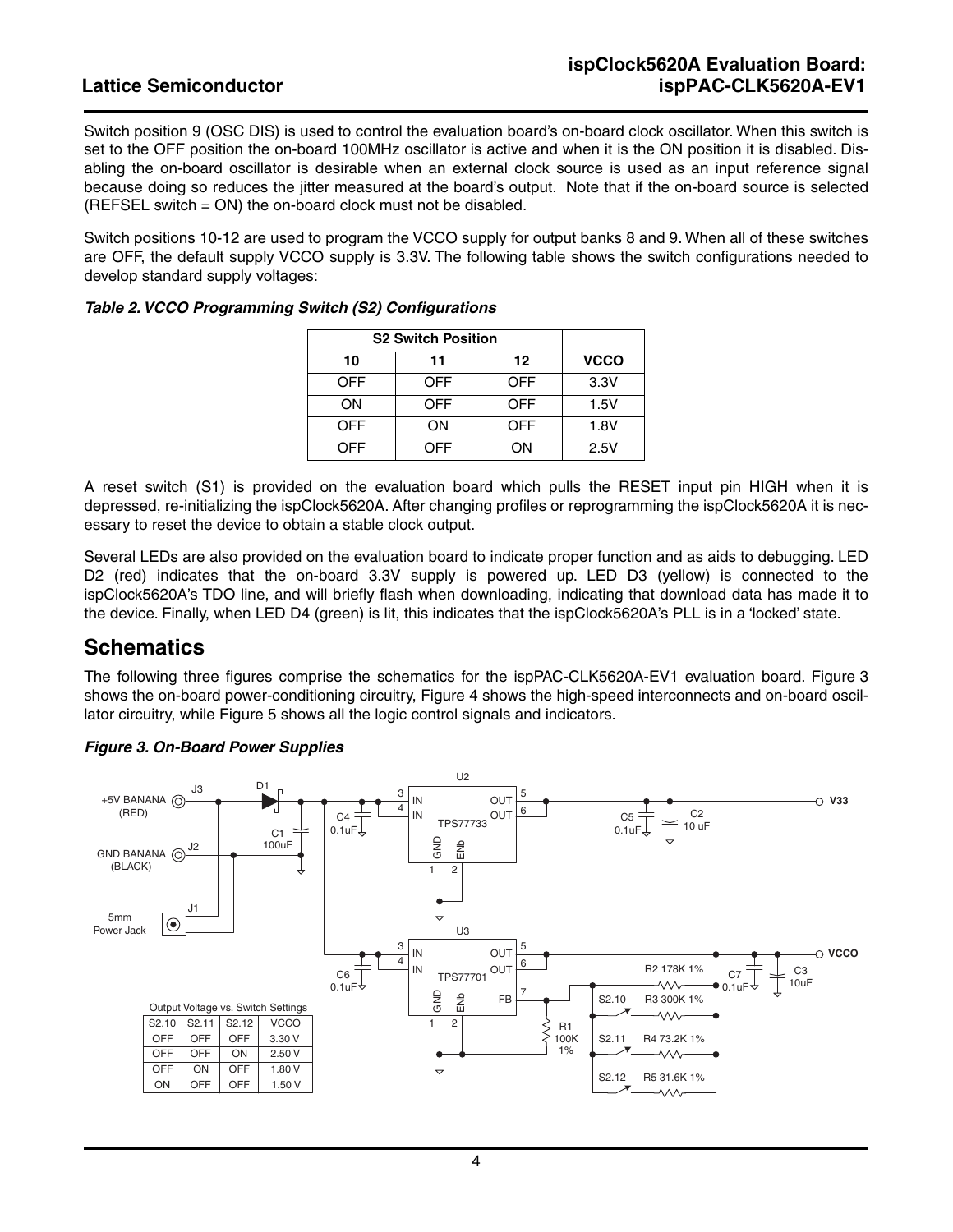Switch position 9 (OSC DIS) is used to control the evaluation board's on-board clock oscillator. When this switch is set to the OFF position the on-board 100MHz oscillator is active and when it is the ON position it is disabled. Disabling the on-board oscillator is desirable when an external clock source is used as an input reference signal because doing so reduces the jitter measured at the board's output. Note that if the on-board source is selected (REFSEL switch = ON) the on-board clock must not be disabled.

Switch positions 10-12 are used to program the VCCO supply for output banks 8 and 9. When all of these switches are OFF, the default supply VCCO supply is 3.3V. The following table shows the switch configurations needed to develop standard supply voltages:

***Table 2. VCCO Programming Switch (S2) Configurations***

| S2 Switch Position | | | |
|---|---|---|---|
| 10 | 11 | 12 | VCCO |
| OFF | OFF | OFF | 3.3V |
| ON | OFF | OFF | 1.5V |
| OFF | ON | OFF | 1.8V |
| OFF | OFF | ON | 2.5V |

A reset switch (S1) is provided on the evaluation board which pulls the RESET input pin HIGH when it is depressed, re-initializing the ispClock5620A. After changing profiles or reprogramming the ispClock5620A it is necessary to reset the device to obtain a stable clock output.

Several LEDs are also provided on the evaluation board to indicate proper function and as aids to debugging. LED D2 (red) indicates that the on-board 3.3V supply is powered up. LED D3 (yellow) is connected to the ispClock5620A's TDO line, and will briefly flash when downloading, indicating that download data has made it to the device. Finally, when LED D4 (green) is lit, this indicates that the ispClock5620A's PLL is in a 'locked' state.

## Schematics

The following three figures comprise the schematics for the ispPAC-CLK5620A-EV1 evaluation board. Figure 3 shows the on-board power-conditioning circuitry, Figure 4 shows the high-speed interconnects and on-board oscillator circuitry, while Figure 5 shows all the logic control signals and indicators.

***Figure 3. On-Board Power Supplies***

Output Voltage vs. Switch Settings

| S2.10 | S2.11 | S2.12 | VCCO |
|---|---|---|---|
| OFF | OFF | OFF | 3.30 V |
| OFF | OFF | ON | 2.50 V |
| OFF | ON | OFF | 1.80 V |
| ON | OFF | OFF | 1.50 V |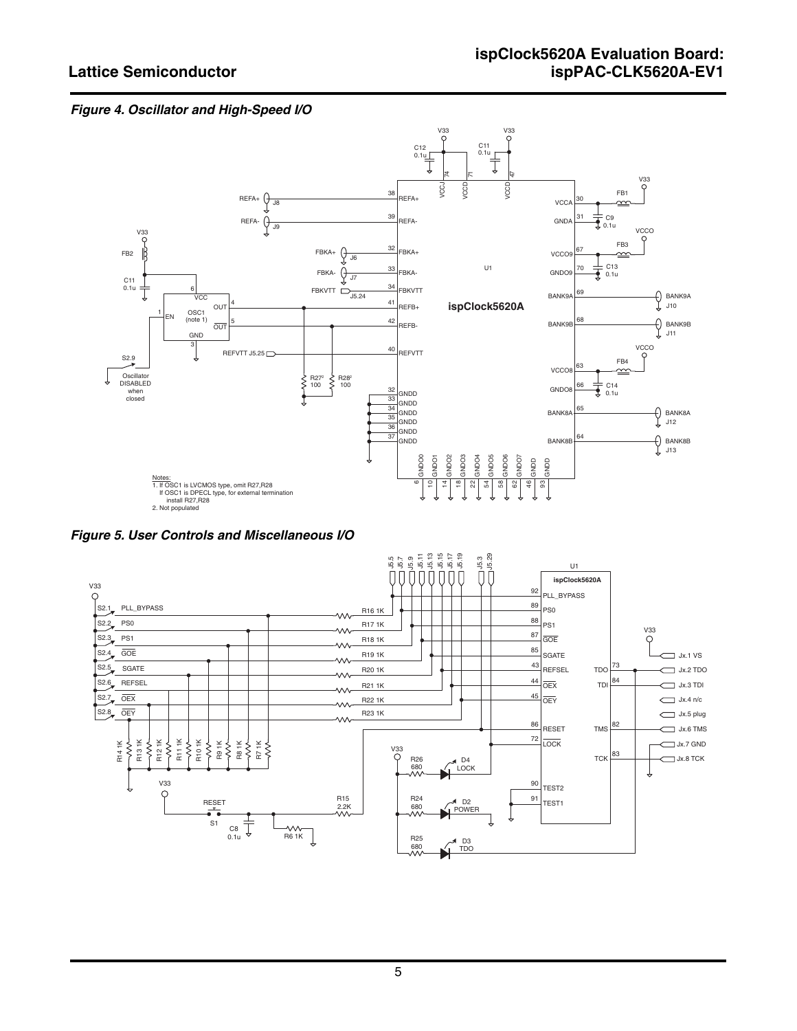*Figure 4. Oscillator and High-Speed I/O*

Notes:
1. If OSC1 is LVCMOS type, omit R27,R28
   If OSC1 is DPECL type, for external termination
   install R27,R28
2. Not populated

*Figure 5. User Controls and Miscellaneous I/O*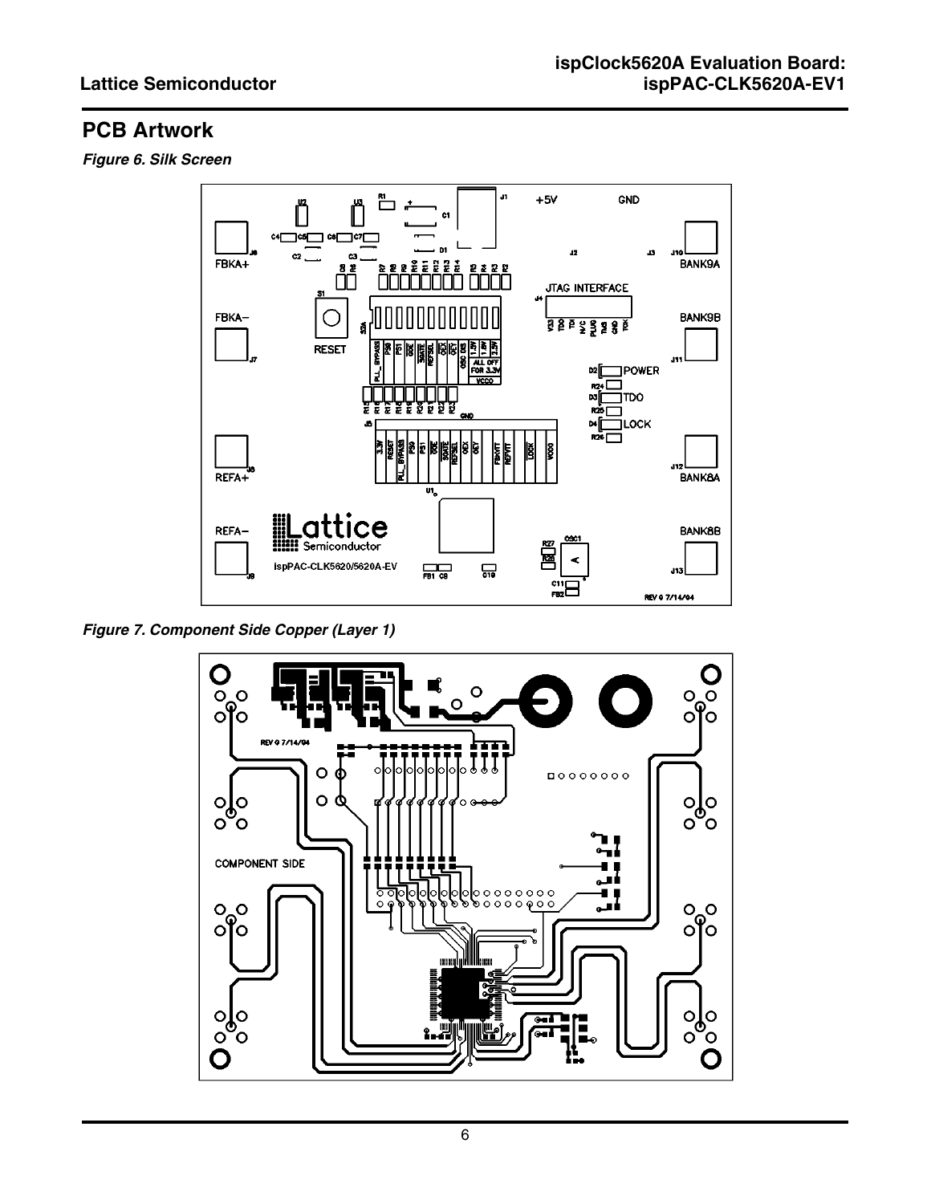## PCB Artwork

*Figure 6. Silk Screen*

*Figure 7. Component Side Copper (Layer 1)*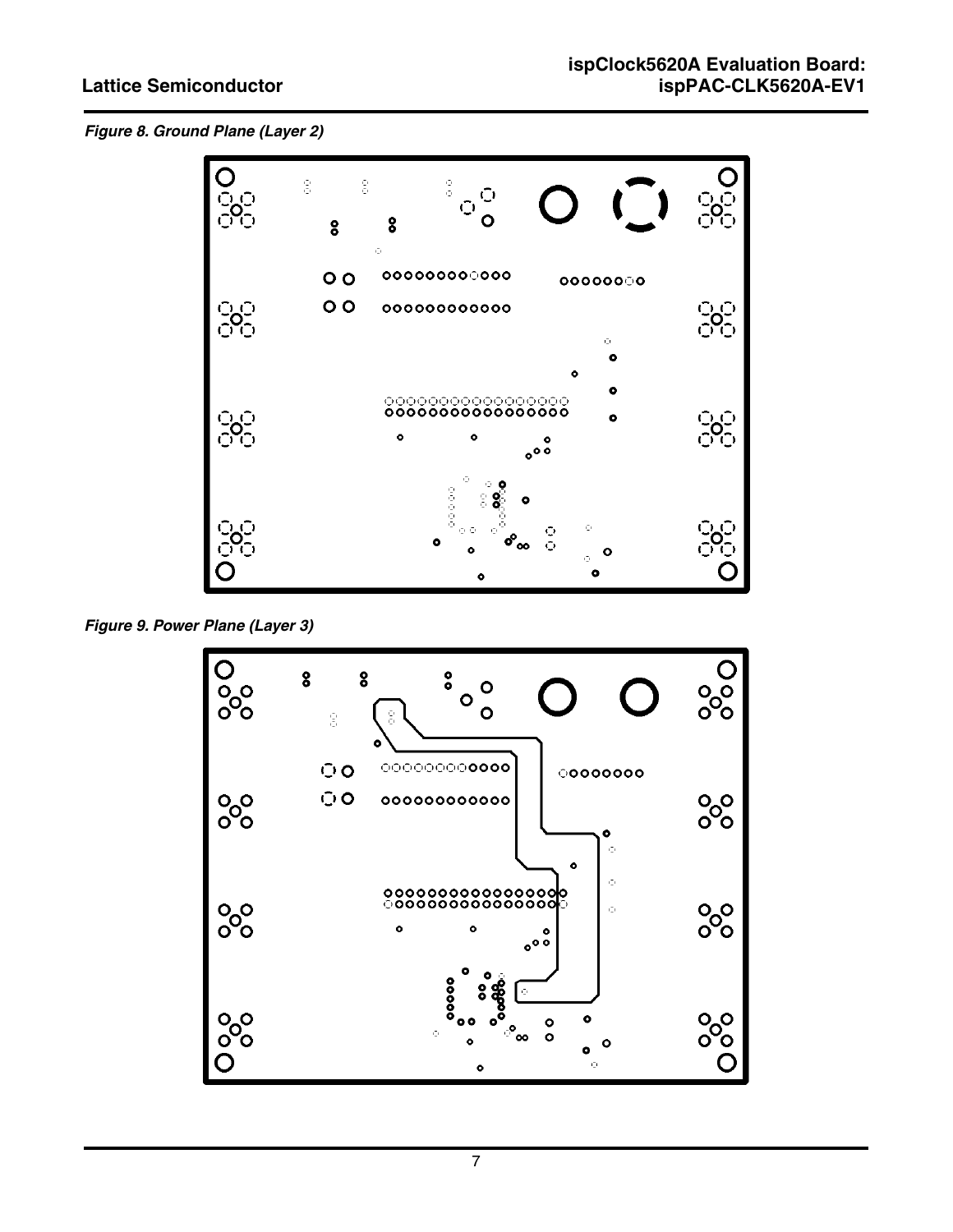*Figure 8. Ground Plane (Layer 2)*

*Figure 9. Power Plane (Layer 3)*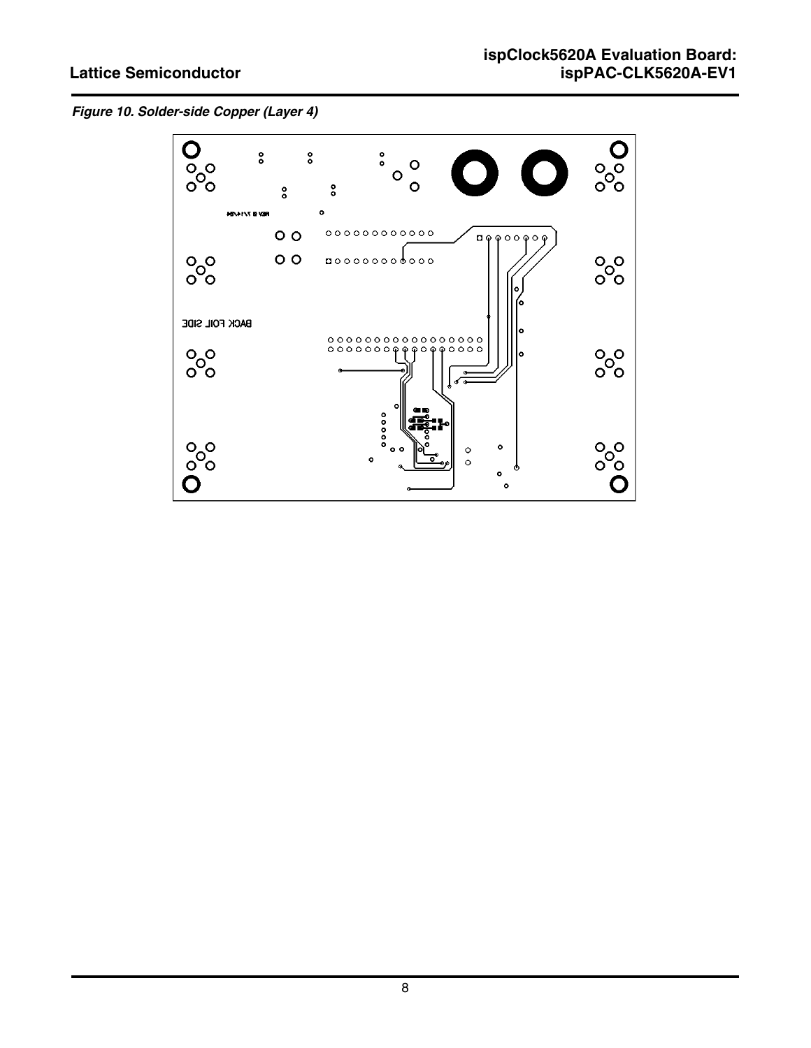*Figure 10. Solder-side Copper (Layer 4)*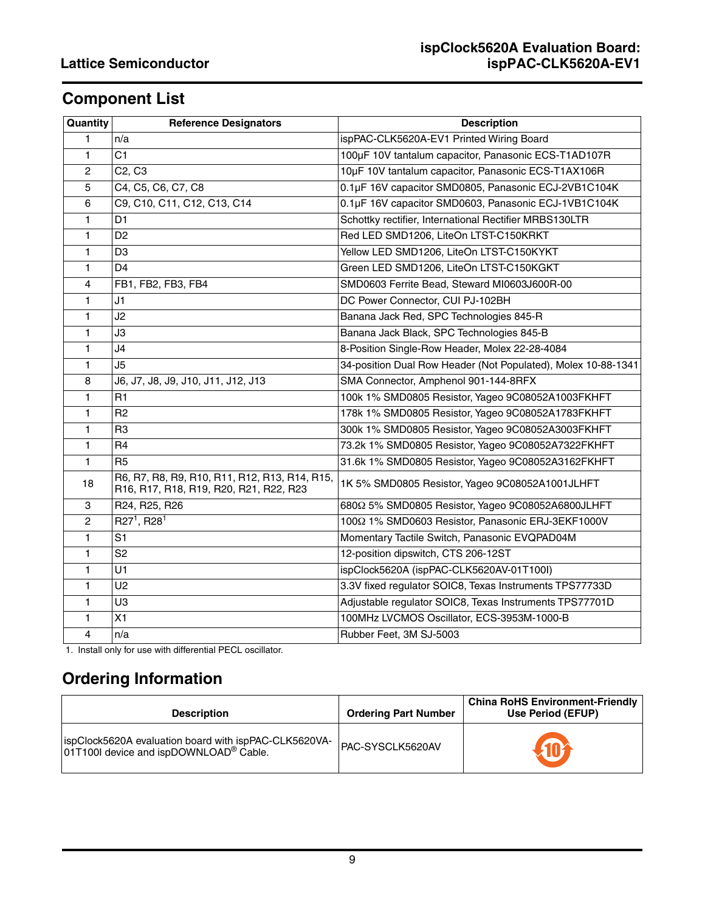## Component List

| Quantity | Reference Designators | Description |
|---|---|---|
| 1 | n/a | ispPAC-CLK5620A-EV1 Printed Wiring Board |
| 1 | C1 | 100µF 10V tantalum capacitor, Panasonic ECS-T1AD107R |
| 2 | C2, C3 | 10µF 10V tantalum capacitor, Panasonic ECS-T1AX106R |
| 5 | C4, C5, C6, C7, C8 | 0.1µF 16V capacitor SMD0805, Panasonic ECJ-2VB1C104K |
| 6 | C9, C10, C11, C12, C13, C14 | 0.1µF 16V capacitor SMD0603, Panasonic ECJ-1VB1C104K |
| 1 | D1 | Schottky rectifier, International Rectifier MRBS130LTR |
| 1 | D2 | Red LED SMD1206, LiteOn LTST-C150KRKT |
| 1 | D3 | Yellow LED SMD1206, LiteOn LTST-C150KYKT |
| 1 | D4 | Green LED SMD1206, LiteOn LTST-C150KGKT |
| 4 | FB1, FB2, FB3, FB4 | SMD0603 Ferrite Bead, Steward MI0603J600R-00 |
| 1 | J1 | DC Power Connector, CUI PJ-102BH |
| 1 | J2 | Banana Jack Red, SPC Technologies 845-R |
| 1 | J3 | Banana Jack Black, SPC Technologies 845-B |
| 1 | J4 | 8-Position Single-Row Header, Molex 22-28-4084 |
| 1 | J5 | 34-position Dual Row Header (Not Populated), Molex 10-88-1341 |
| 8 | J6, J7, J8, J9, J10, J11, J12, J13 | SMA Connector, Amphenol 901-144-8RFX |
| 1 | R1 | 100k 1% SMD0805 Resistor, Yageo 9C08052A1003FKHFT |
| 1 | R2 | 178k 1% SMD0805 Resistor, Yageo 9C08052A1783FKHFT |
| 1 | R3 | 300k 1% SMD0805 Resistor, Yageo 9C08052A3003FKHFT |
| 1 | R4 | 73.2k 1% SMD0805 Resistor, Yageo 9C08052A7322FKHFT |
| 1 | R5 | 31.6k 1% SMD0805 Resistor, Yageo 9C08052A3162FKHFT |
| 18 | R6, R7, R8, R9, R10, R11, R12, R13, R14, R15, R16, R17, R18, R19, R20, R21, R22, R23 | 1K 5% SMD0805 Resistor, Yageo 9C08052A1001JLHFT |
| 3 | R24, R25, R26 | 680Ω 5% SMD0805 Resistor, Yageo 9C08052A6800JLHFT |
| 2 | R27[1], R28[1] | 100Ω 1% SMD0603 Resistor, Panasonic ERJ-3EKF1000V |
| 1 | S1 | Momentary Tactile Switch, Panasonic EVQPAD04M |
| 1 | S2 | 12-position dipswitch, CTS 206-12ST |
| 1 | U1 | ispClock5620A (ispPAC-CLK5620AV-01T100I) |
| 1 | U2 | 3.3V fixed regulator SOIC8, Texas Instruments TPS77733D |
| 1 | U3 | Adjustable regulator SOIC8, Texas Instruments TPS77701D |
| 1 | X1 | 100MHz LVCMOS Oscillator, ECS-3953M-1000-B |
| 4 | n/a | Rubber Feet, 3M SJ-5003 |

1. Install only for use with differential PECL oscillator.

## Ordering Information

| Description | Ordering Part Number | China RoHS Environment-Friendly Use Period (EFUP) |
|---|---|---|
| ispClock5620A evaluation board with ispPAC-CLK5620VA-01T100I device and ispDOWNLOAD® Cable. | PAC-SYSCLK5620AV | 10 |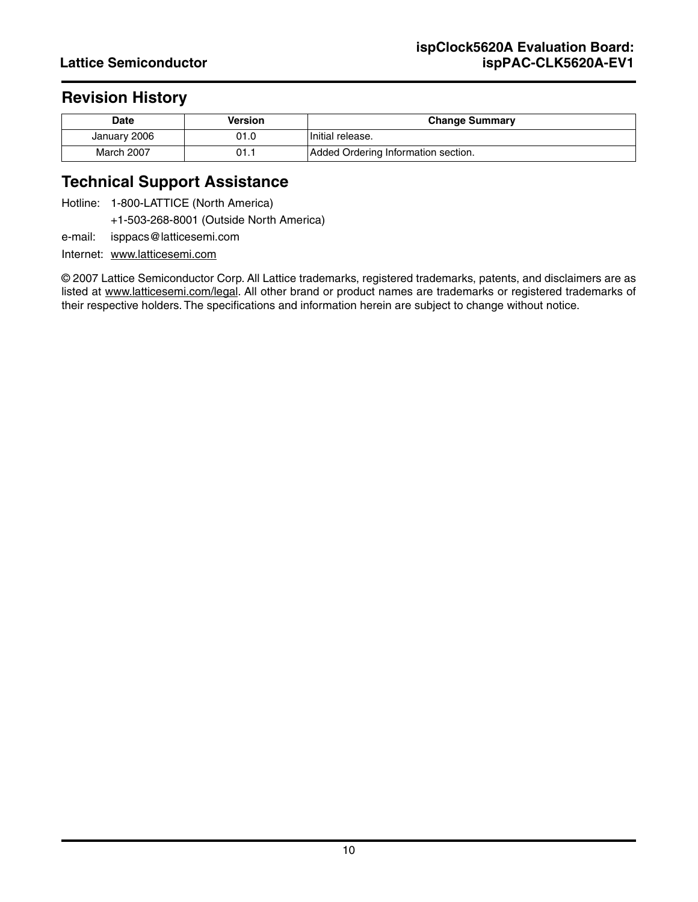## Revision History

| Date | Version | Change Summary |
|---|---|---|
| January 2006 | 01.0 | Initial release. |
| March 2007 | 01.1 | Added Ordering Information section. |

## Technical Support Assistance

Hotline: 1-800-LATTICE (North America)
+1-503-268-8001 (Outside North America)

e-mail: isppacs@latticesemi.com

Internet: www.latticesemi.com

© 2007 Lattice Semiconductor Corp. All Lattice trademarks, registered trademarks, patents, and disclaimers are as listed at www.latticesemi.com/legal. All other brand or product names are trademarks or registered trademarks of their respective holders. The specifications and information herein are subject to change without notice.